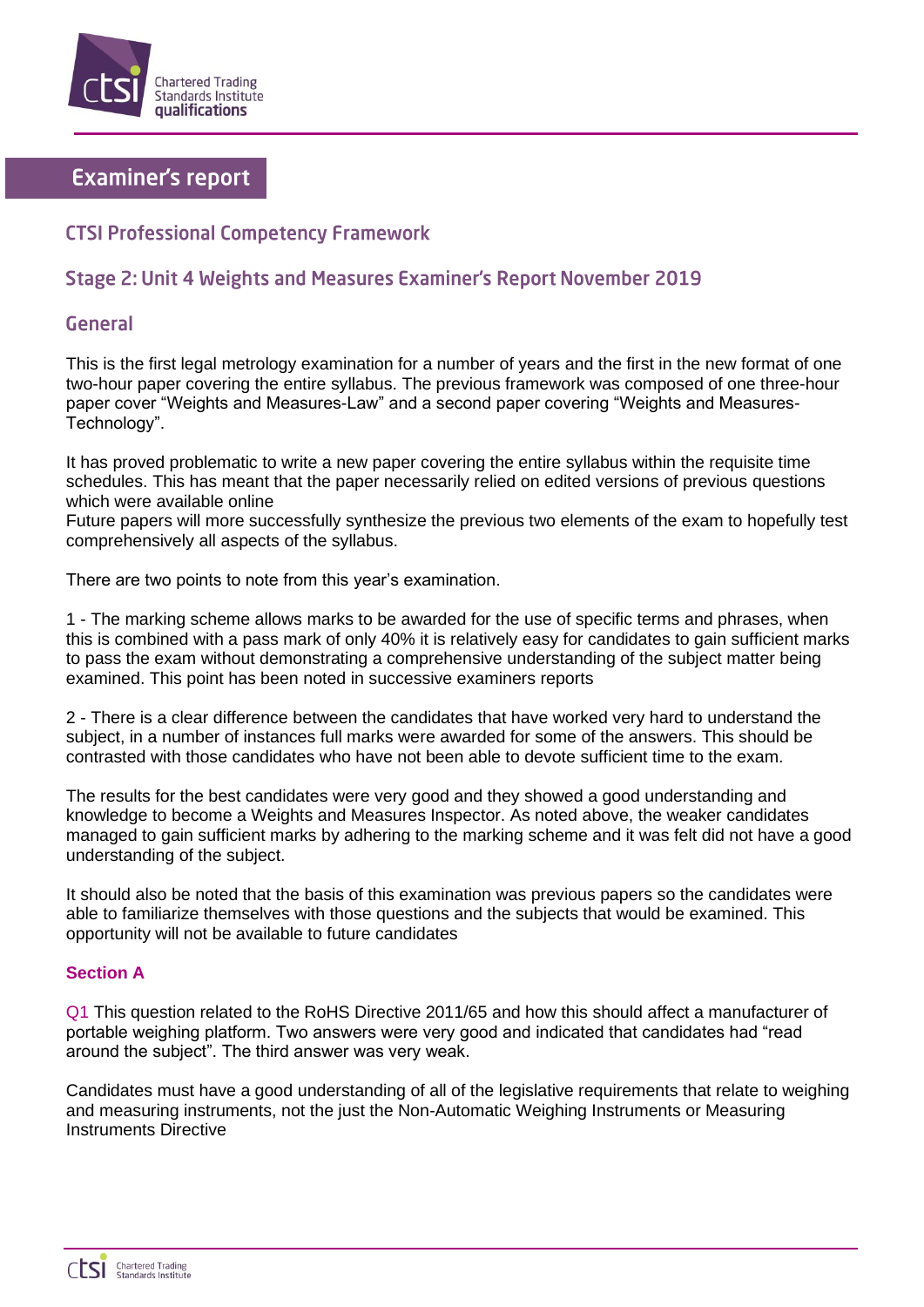# Examiner's report

## CTSI Professional Competency Framework

## Stage 2: Unit 4 Weights and Measures Examiner's Report November 2019

## General

This is the first legal metrology examination for a number of years and the first in the new format of one two-hour paper covering the entire syllabus. The previous framework was composed of one three-hour paper cover "Weights and Measures-Law" and a second paper covering "Weights and Measures-Technology".

It has proved problematic to write a new paper covering the entire syllabus within the requisite time schedules. This has meant that the paper necessarily relied on edited versions of previous questions which were available online
Future papers will more successfully synthesize the previous two elements of the exam to hopefully test comprehensively all aspects of the syllabus.

There are two points to note from this year's examination.

1 - The marking scheme allows marks to be awarded for the use of specific terms and phrases, when this is combined with a pass mark of only 40% it is relatively easy for candidates to gain sufficient marks to pass the exam without demonstrating a comprehensive understanding of the subject matter being examined. This point has been noted in successive examiners reports

2 - There is a clear difference between the candidates that have worked very hard to understand the subject, in a number of instances full marks were awarded for some of the answers. This should be contrasted with those candidates who have not been able to devote sufficient time to the exam.

The results for the best candidates were very good and they showed a good understanding and knowledge to become a Weights and Measures Inspector. As noted above, the weaker candidates managed to gain sufficient marks by adhering to the marking scheme and it was felt did not have a good understanding of the subject.

It should also be noted that the basis of this examination was previous papers so the candidates were able to familiarize themselves with those questions and the subjects that would be examined. This opportunity will not be available to future candidates

### Section A

Q1 This question related to the RoHS Directive 2011/65 and how this should affect a manufacturer of portable weighing platform. Two answers were very good and indicated that candidates had "read around the subject". The third answer was very weak.

Candidates must have a good understanding of all of the legislative requirements that relate to weighing and measuring instruments, not the just the Non-Automatic Weighing Instruments or Measuring Instruments Directive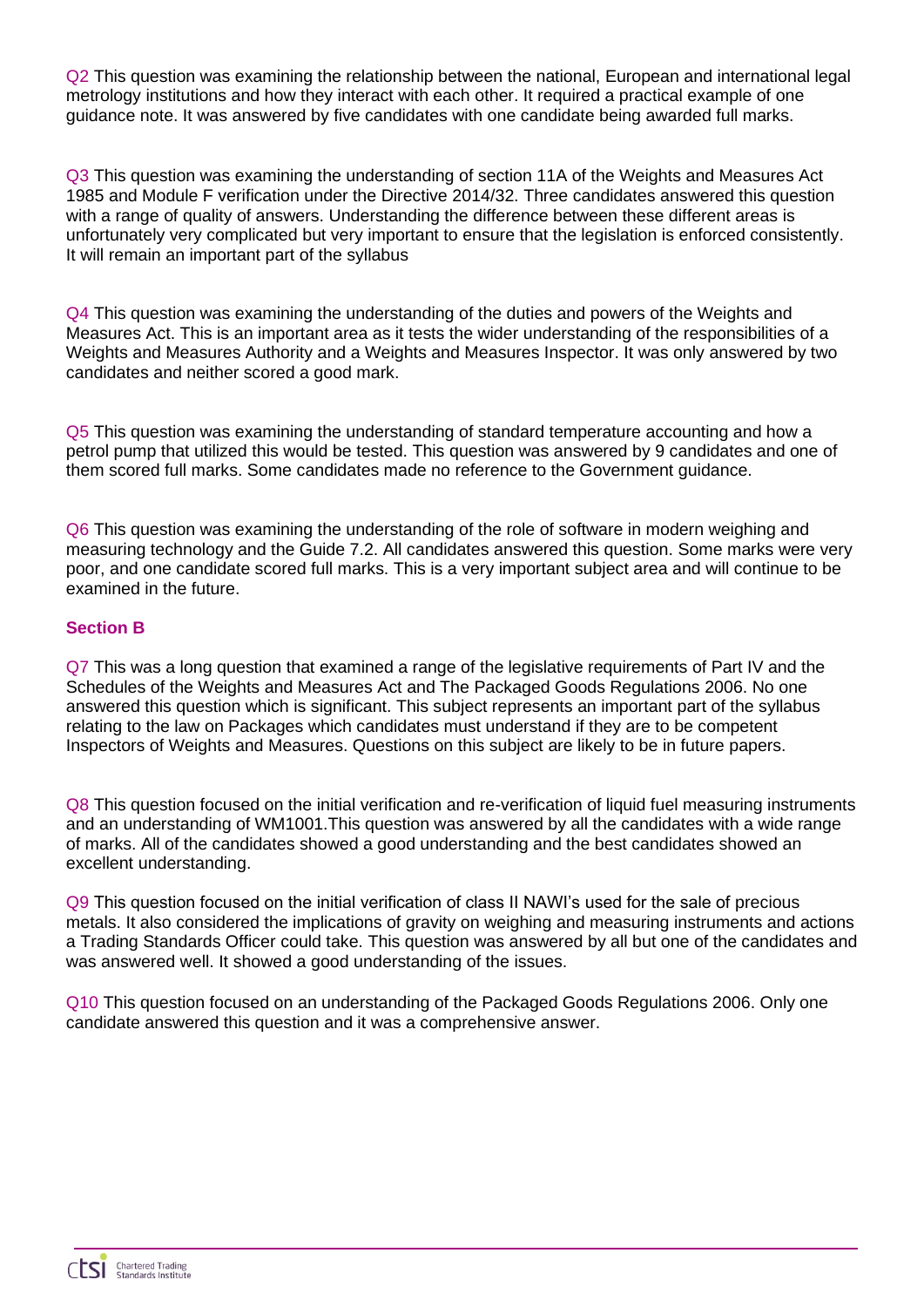Q2 This question was examining the relationship between the national, European and international legal metrology institutions and how they interact with each other. It required a practical example of one guidance note. It was answered by five candidates with one candidate being awarded full marks.

Q3 This question was examining the understanding of section 11A of the Weights and Measures Act 1985 and Module F verification under the Directive 2014/32. Three candidates answered this question with a range of quality of answers. Understanding the difference between these different areas is unfortunately very complicated but very important to ensure that the legislation is enforced consistently. It will remain an important part of the syllabus

Q4 This question was examining the understanding of the duties and powers of the Weights and Measures Act. This is an important area as it tests the wider understanding of the responsibilities of a Weights and Measures Authority and a Weights and Measures Inspector. It was only answered by two candidates and neither scored a good mark.

Q5 This question was examining the understanding of standard temperature accounting and how a petrol pump that utilized this would be tested. This question was answered by 9 candidates and one of them scored full marks. Some candidates made no reference to the Government guidance.

Q6 This question was examining the understanding of the role of software in modern weighing and measuring technology and the Guide 7.2. All candidates answered this question. Some marks were very poor, and one candidate scored full marks. This is a very important subject area and will continue to be examined in the future.

## Section B

Q7 This was a long question that examined a range of the legislative requirements of Part IV and the Schedules of the Weights and Measures Act and The Packaged Goods Regulations 2006. No one answered this question which is significant. This subject represents an important part of the syllabus relating to the law on Packages which candidates must understand if they are to be competent Inspectors of Weights and Measures. Questions on this subject are likely to be in future papers.

Q8 This question focused on the initial verification and re-verification of liquid fuel measuring instruments and an understanding of WM1001.This question was answered by all the candidates with a wide range of marks. All of the candidates showed a good understanding and the best candidates showed an excellent understanding.

Q9 This question focused on the initial verification of class II NAWI's used for the sale of precious metals. It also considered the implications of gravity on weighing and measuring instruments and actions a Trading Standards Officer could take. This question was answered by all but one of the candidates and was answered well. It showed a good understanding of the issues.

Q10 This question focused on an understanding of the Packaged Goods Regulations 2006. Only one candidate answered this question and it was a comprehensive answer.